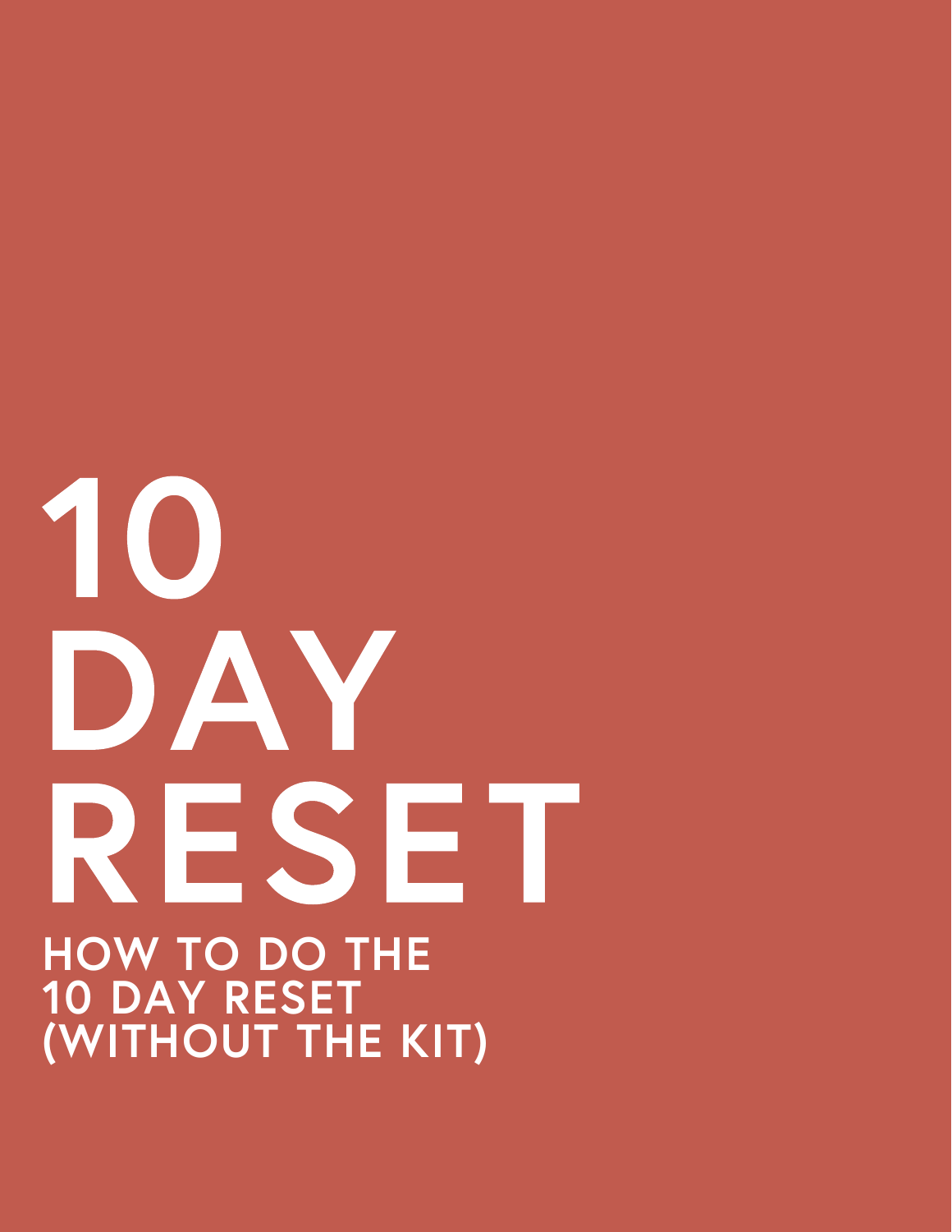# 10 DAY RESET

## HOW TO DO THE 10 DAY RESET (WITHOUT THE KIT)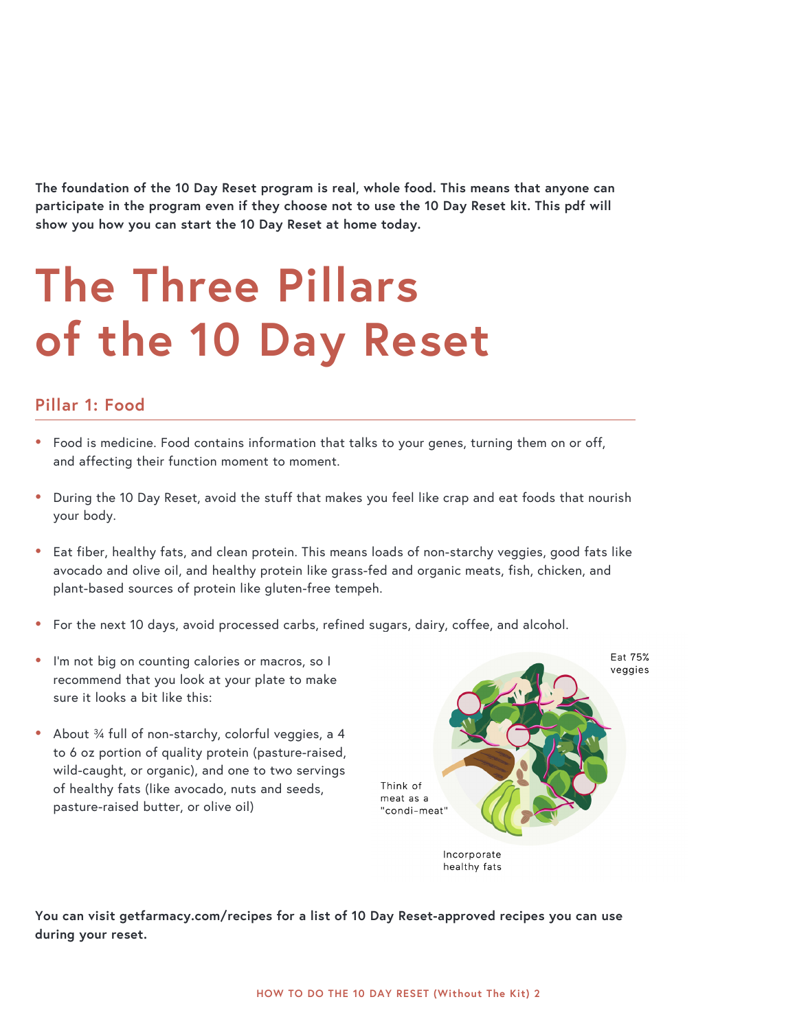**The foundation of the 10 Day Reset program is real, whole food. This means that anyone can participate in the program even if they choose not to use the 10 Day Reset kit. This pdf will show you how you can start the 10 Day Reset at home today.**

# The Three Pillars of the 10 Day Reset

## Pillar 1: Food

- Food is medicine. Food contains information that talks to your genes, turning them on or off, and affecting their function moment to moment.
- During the 10 Day Reset, avoid the stuff that makes you feel like crap and eat foods that nourish your body.
- Eat fiber, healthy fats, and clean protein. This means loads of non-starchy veggies, good fats like avocado and olive oil, and healthy protein like grass-fed and organic meats, fish, chicken, and plant-based sources of protein like gluten-free tempeh.
- For the next 10 days, avoid processed carbs, refined sugars, dairy, coffee, and alcohol.
- I'm not big on counting calories or macros, so I recommend that you look at your plate to make sure it looks a bit like this:
- About ¾ full of non-starchy, colorful veggies, a 4 to 6 oz portion of quality protein (pasture-raised, wild-caught, or organic), and one to two servings of healthy fats (like avocado, nuts and seeds, pasture-raised butter, or olive oil)

Eat 75% veggies

Think of meat as a "condi-meat"

Incorporate healthy fats

**You can visit getfarmacy.com/recipes for a list of 10 Day Reset-approved recipes you can use during your reset.**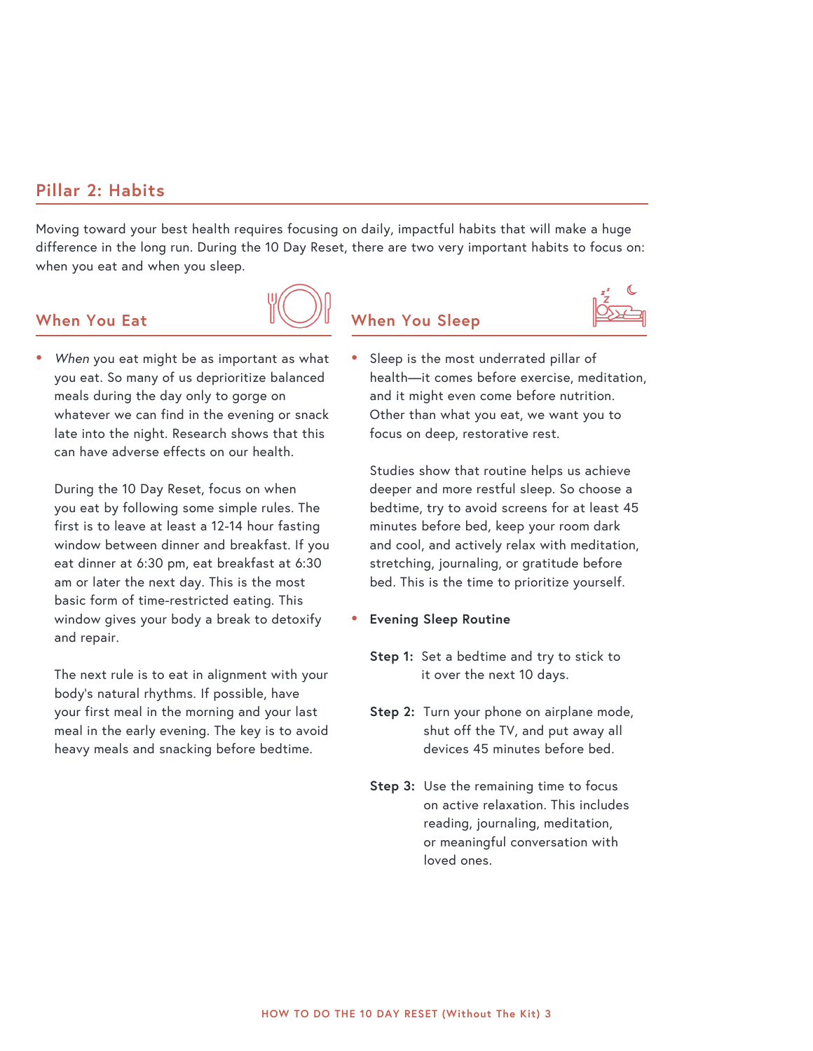## Pillar 2: Habits

Moving toward your best health requires focusing on daily, impactful habits that will make a huge difference in the long run. During the 10 Day Reset, there are two very important habits to focus on: when you eat and when you sleep.

### When You Eat

- *When* you eat might be as important as what you eat. So many of us deprioritize balanced meals during the day only to gorge on whatever we can find in the evening or snack late into the night. Research shows that this can have adverse effects on our health.

  During the 10 Day Reset, focus on when you eat by following some simple rules. The first is to leave at least a 12-14 hour fasting window between dinner and breakfast. If you eat dinner at 6:30 pm, eat breakfast at 6:30 am or later the next day. This is the most basic form of time-restricted eating. This window gives your body a break to detoxify and repair.

  The next rule is to eat in alignment with your body's natural rhythms. If possible, have your first meal in the morning and your last meal in the early evening. The key is to avoid heavy meals and snacking before bedtime.

### When You Sleep

- Sleep is the most underrated pillar of health—it comes before exercise, meditation, and it might even come before nutrition. Other than what you eat, we want you to focus on deep, restorative rest.

  Studies show that routine helps us achieve deeper and more restful sleep. So choose a bedtime, try to avoid screens for at least 45 minutes before bed, keep your room dark and cool, and actively relax with meditation, stretching, journaling, or gratitude before bed. This is the time to prioritize yourself.

- **Evening Sleep Routine**

  **Step 1:** Set a bedtime and try to stick to it over the next 10 days.

  **Step 2:** Turn your phone on airplane mode, shut off the TV, and put away all devices 45 minutes before bed.

  **Step 3:** Use the remaining time to focus on active relaxation. This includes reading, journaling, meditation, or meaningful conversation with loved ones.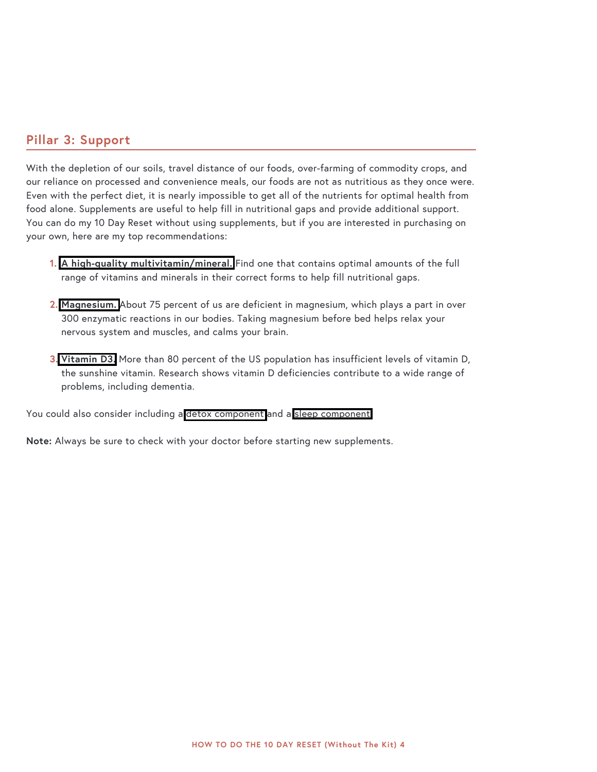## Pillar 3: Support

With the depletion of our soils, travel distance of our foods, over-farming of commodity crops, and our reliance on processed and convenience meals, our foods are not as nutritious as they once were. Even with the perfect diet, it is nearly impossible to get all of the nutrients for optimal health from food alone. Supplements are useful to help fill in nutritional gaps and provide additional support. You can do my 10 Day Reset without using supplements, but if you are interested in purchasing on your own, here are my top recommendations:

1. **A high-quality multivitamin/mineral.** Find one that contains optimal amounts of the full range of vitamins and minerals in their correct forms to help fill nutritional gaps.

2. **Magnesium.** About 75 percent of us are deficient in magnesium, which plays a part in over 300 enzymatic reactions in our bodies. Taking magnesium before bed helps relax your nervous system and muscles, and calms your brain.

3. **Vitamin D3.** More than 80 percent of the US population has insufficient levels of vitamin D, the sunshine vitamin. Research shows vitamin D deficiencies contribute to a wide range of problems, including dementia.

You could also consider including a detox component and a sleep component.

**Note:** Always be sure to check with your doctor before starting new supplements.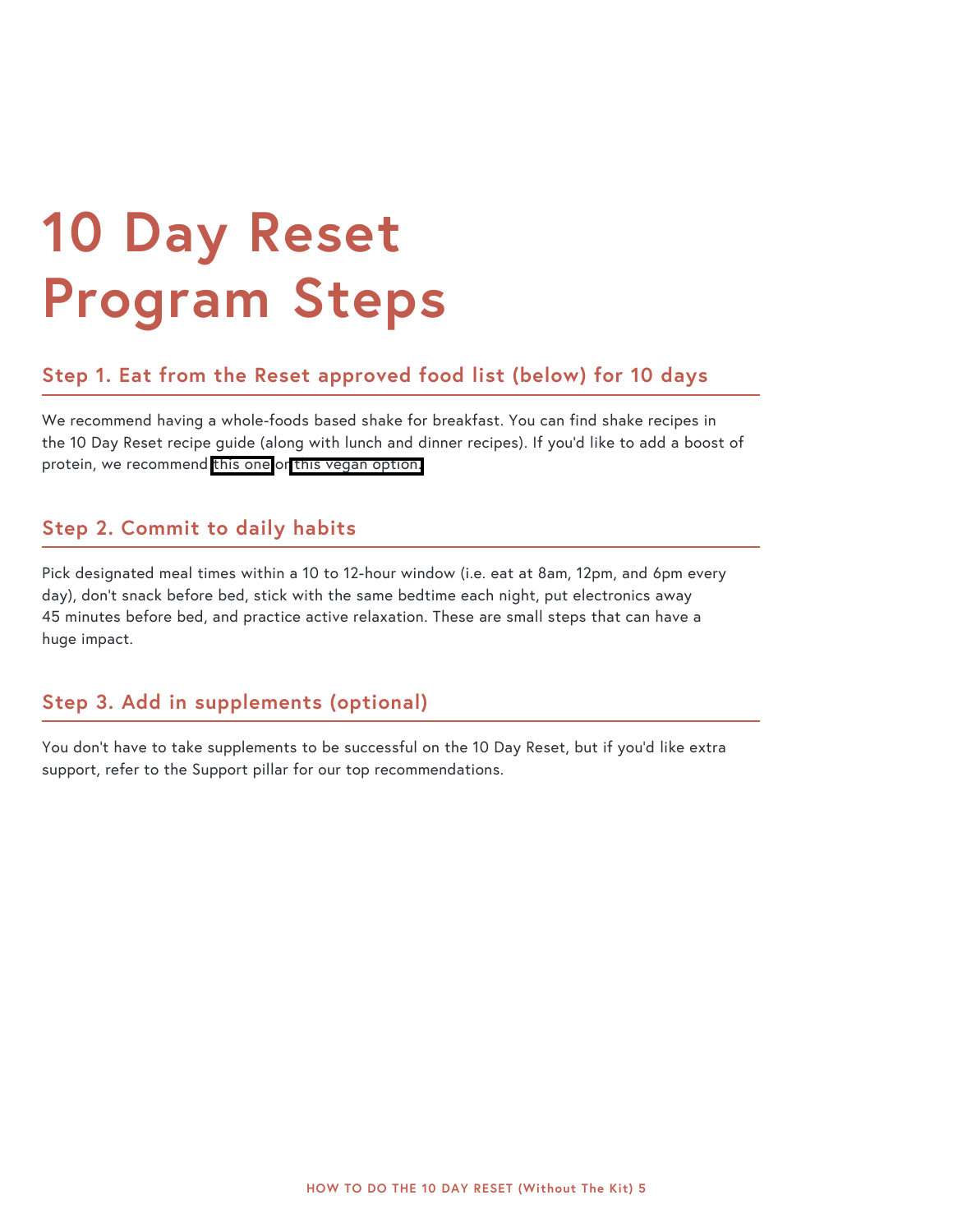# 10 Day Reset Program Steps

## Step 1. Eat from the Reset approved food list (below) for 10 days

We recommend having a whole-foods based shake for breakfast. You can find shake recipes in the 10 Day Reset recipe guide (along with lunch and dinner recipes). If you'd like to add a boost of protein, we recommend this one or this vegan option.

## Step 2. Commit to daily habits

Pick designated meal times within a 10 to 12-hour window (i.e. eat at 8am, 12pm, and 6pm every day), don't snack before bed, stick with the same bedtime each night, put electronics away 45 minutes before bed, and practice active relaxation. These are small steps that can have a huge impact.

## Step 3. Add in supplements (optional)

You don't have to take supplements to be successful on the 10 Day Reset, but if you'd like extra support, refer to the Support pillar for our top recommendations.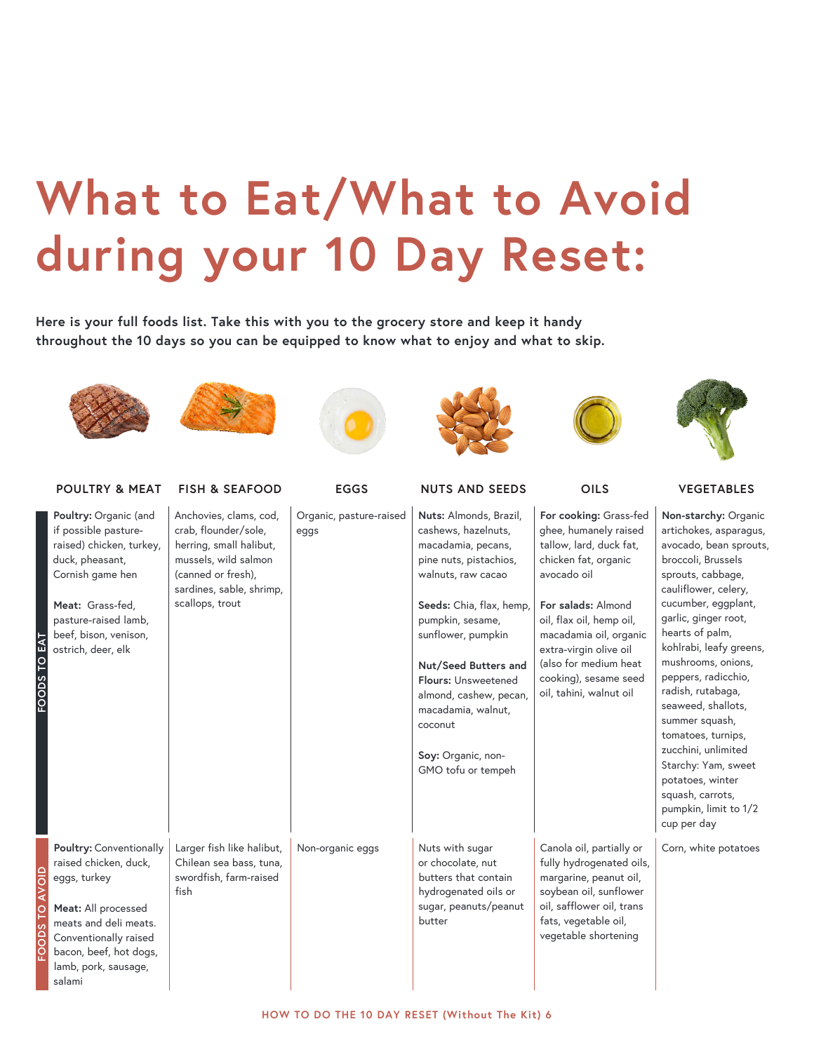# What to Eat/What to Avoid during your 10 Day Reset:

**Here is your full foods list. Take this with you to the grocery store and keep it handy throughout the 10 days so you can be equipped to know what to enjoy and what to skip.**

| | POULTRY & MEAT | FISH & SEAFOOD | EGGS | NUTS AND SEEDS | OILS | VEGETABLES |
|---|---|---|---|---|---|---|
| FOODS TO EAT | **Poultry:** Organic (and if possible pasture-raised) chicken, turkey, duck, pheasant, Cornish game hen<br><br>**Meat:** Grass-fed, pasture-raised lamb, beef, bison, venison, ostrich, deer, elk | Anchovies, clams, cod, crab, flounder/sole, herring, small halibut, mussels, wild salmon (canned or fresh), sardines, sable, shrimp, scallops, trout | Organic, pasture-raised eggs | **Nuts:** Almonds, Brazil, cashews, hazelnuts, macadamia, pecans, pine nuts, pistachios, walnuts, raw cacao<br><br>**Seeds:** Chia, flax, hemp, pumpkin, sesame, sunflower, pumpkin<br><br>**Nut/Seed Butters and Flours:** Unsweetened almond, cashew, pecan, macadamia, walnut, coconut<br><br>**Soy:** Organic, non-GMO tofu or tempeh | **For cooking:** Grass-fed ghee, humanely raised tallow, lard, duck fat, chicken fat, organic avocado oil<br><br>**For salads:** Almond oil, flax oil, hemp oil, macadamia oil, organic extra-virgin olive oil (also for medium heat cooking), sesame seed oil, tahini, walnut oil | **Non-starchy:** Organic artichokes, asparagus, avocado, bean sprouts, broccoli, Brussels sprouts, cabbage, cauliflower, celery, cucumber, eggplant, garlic, ginger root, hearts of palm, kohlrabi, leafy greens, mushrooms, onions, peppers, radicchio, radish, rutabaga, seaweed, shallots, summer squash, tomatoes, turnips, zucchini, unlimited<br>Starchy: Yam, sweet potatoes, winter squash, carrots, pumpkin, limit to 1/2 cup per day |
| FOODS TO AVOID | **Poultry:** Conventionally raised chicken, duck, eggs, turkey<br><br>**Meat:** All processed meats and deli meats. Conventionally raised bacon, beef, hot dogs, lamb, pork, sausage, salami | Larger fish like halibut, Chilean sea bass, tuna, swordfish, farm-raised fish | Non-organic eggs | Nuts with sugar or chocolate, nut butters that contain hydrogenated oils or sugar, peanuts/peanut butter | Canola oil, partially or fully hydrogenated oils, margarine, peanut oil, soybean oil, sunflower oil, safflower oil, trans fats, vegetable oil, vegetable shortening | Corn, white potatoes |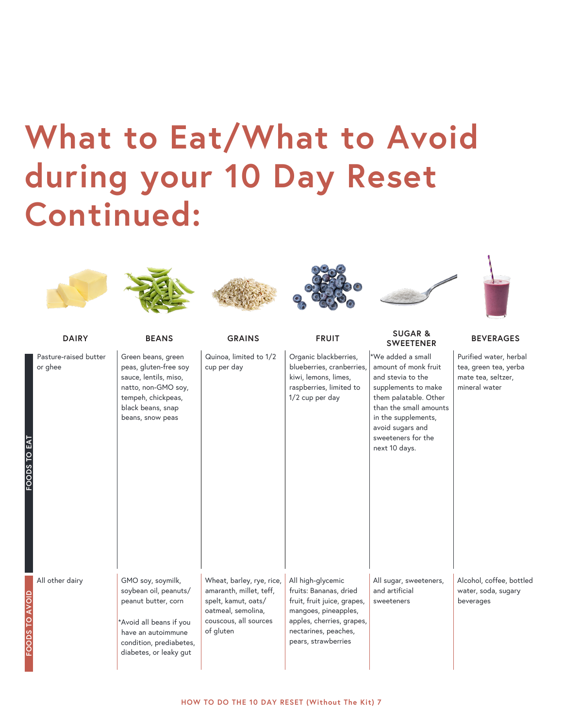# What to Eat/What to Avoid during your 10 Day Reset Continued:

| | DAIRY | BEANS | GRAINS | FRUIT | SUGAR & SWEETENER | BEVERAGES |
|---|---|---|---|---|---|---|
| FOODS TO EAT | Pasture-raised butter or ghee | Green beans, green peas, gluten-free soy sauce, lentils, miso, natto, non-GMO soy, tempeh, chickpeas, black beans, snap beans, snow peas | Quinoa, limited to 1/2 cup per day | Organic blackberries, blueberries, cranberries, kiwi, lemons, limes, raspberries, limited to 1/2 cup per day | *We added a small amount of monk fruit and stevia to the supplements to make them palatable. Other than the small amounts in the supplements, avoid sugars and sweeteners for the next 10 days. | Purified water, herbal tea, green tea, yerba mate tea, seltzer, mineral water |
| FOODS TO AVOID | All other dairy | GMO soy, soymilk, soybean oil, peanuts/peanut butter, corn<br><br>*Avoid all beans if you have an autoimmune condition, prediabetes, diabetes, or leaky gut | Wheat, barley, rye, rice, amaranth, millet, teff, spelt, kamut, oats/oatmeal, semolina, couscous, all sources of gluten | All high-glycemic fruits: Bananas, dried fruit, fruit juice, grapes, mangoes, pineapples, apples, cherries, grapes, nectarines, peaches, pears, strawberries | All sugar, sweeteners, and artificial sweeteners | Alcohol, coffee, bottled water, soda, sugary beverages |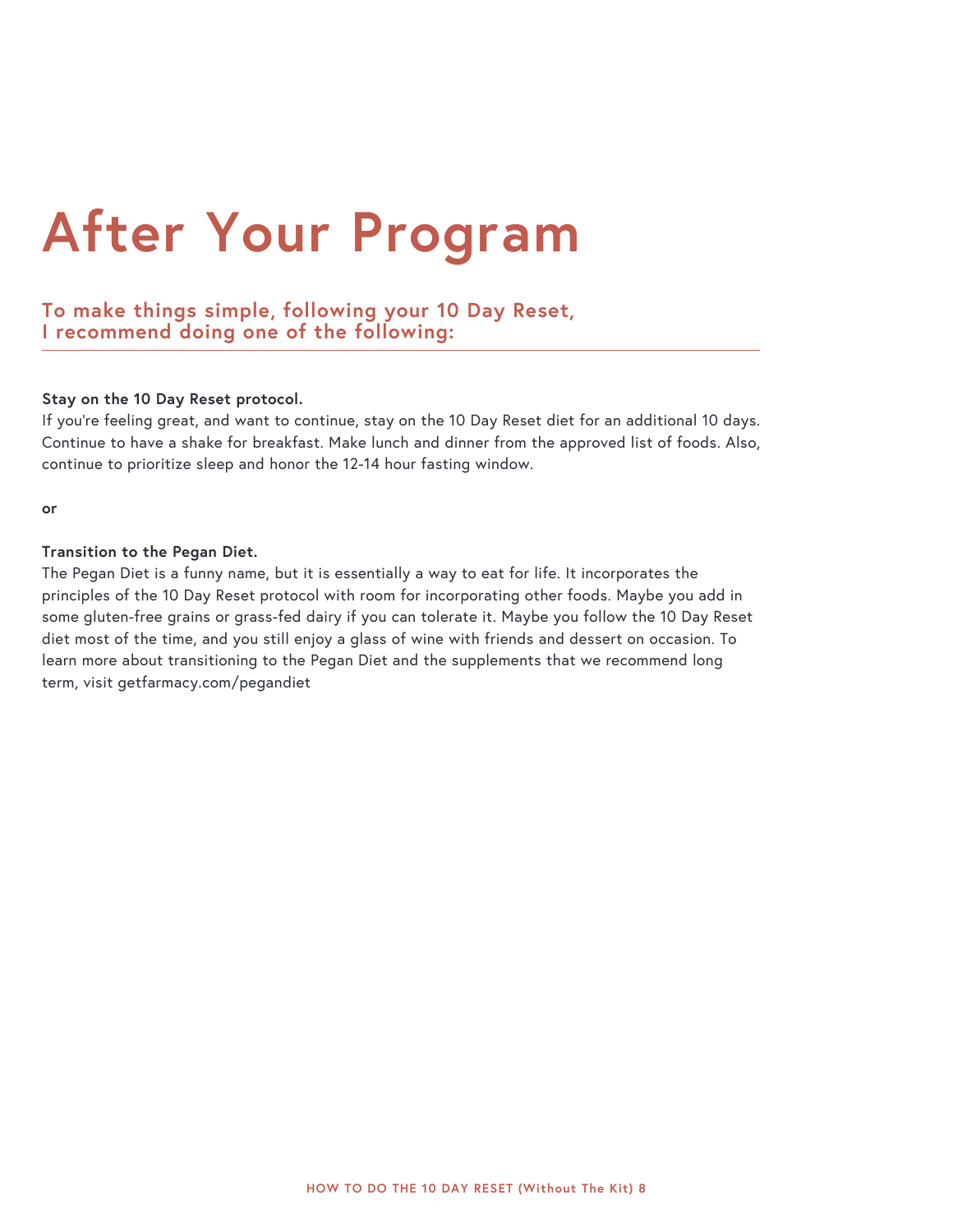# After Your Program

## To make things simple, following your 10 Day Reset, I recommend doing one of the following:

**Stay on the 10 Day Reset protocol.**

If you're feeling great, and want to continue, stay on the 10 Day Reset diet for an additional 10 days. Continue to have a shake for breakfast. Make lunch and dinner from the approved list of foods. Also, continue to prioritize sleep and honor the 12-14 hour fasting window.

**or**

**Transition to the Pegan Diet.**

The Pegan Diet is a funny name, but it is essentially a way to eat for life. It incorporates the principles of the 10 Day Reset protocol with room for incorporating other foods. Maybe you add in some gluten-free grains or grass-fed dairy if you can tolerate it. Maybe you follow the 10 Day Reset diet most of the time, and you still enjoy a glass of wine with friends and dessert on occasion. To learn more about transitioning to the Pegan Diet and the supplements that we recommend long term, visit getfarmacy.com/pegandiet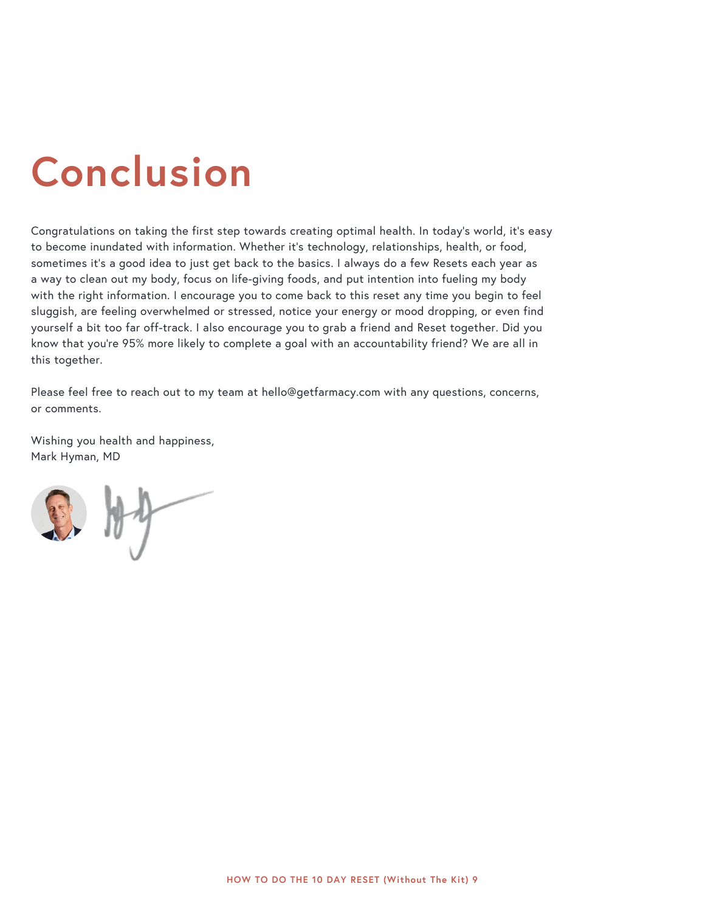# Conclusion

Congratulations on taking the first step towards creating optimal health. In today's world, it's easy to become inundated with information. Whether it's technology, relationships, health, or food, sometimes it's a good idea to just get back to the basics. I always do a few Resets each year as a way to clean out my body, focus on life-giving foods, and put intention into fueling my body with the right information. I encourage you to come back to this reset any time you begin to feel sluggish, are feeling overwhelmed or stressed, notice your energy or mood dropping, or even find yourself a bit too far off-track. I also encourage you to grab a friend and Reset together. Did you know that you're 95% more likely to complete a goal with an accountability friend? We are all in this together.

Please feel free to reach out to my team at hello@getfarmacy.com with any questions, concerns, or comments.

Wishing you health and happiness,
Mark Hyman, MD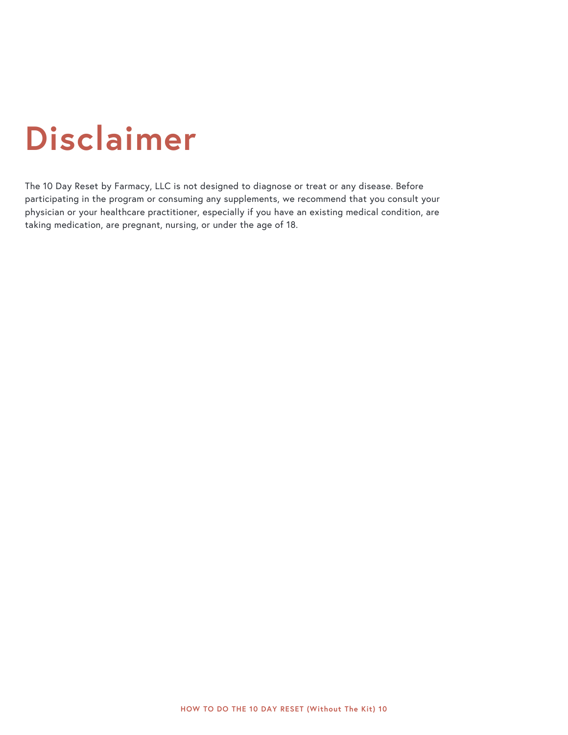# Disclaimer

The 10 Day Reset by Farmacy, LLC is not designed to diagnose or treat or any disease. Before participating in the program or consuming any supplements, we recommend that you consult your physician or your healthcare practitioner, especially if you have an existing medical condition, are taking medication, are pregnant, nursing, or under the age of 18.